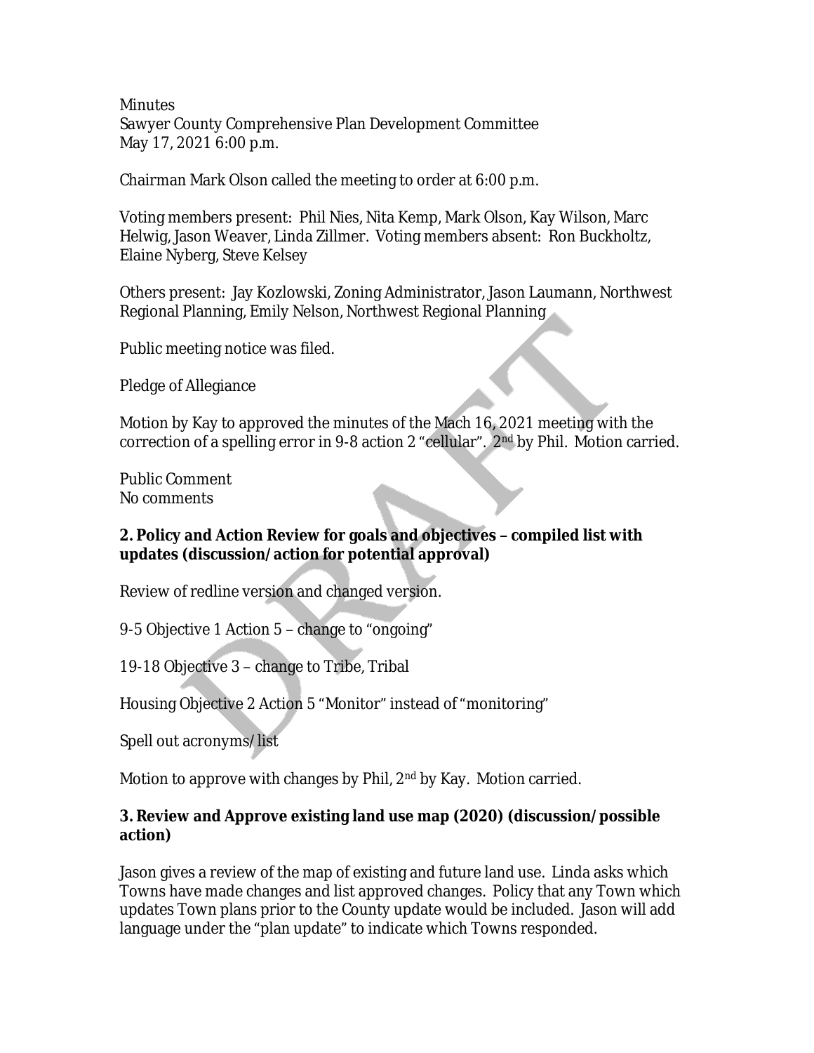Minutes
Sawyer County Comprehensive Plan Development Committee
May 17, 2021 6:00 p.m.

Chairman Mark Olson called the meeting to order at 6:00 p.m.

Voting members present: Phil Nies, Nita Kemp, Mark Olson, Kay Wilson, Marc Helwig, Jason Weaver, Linda Zillmer. Voting members absent: Ron Buckholtz, Elaine Nyberg, Steve Kelsey

Others present: Jay Kozlowski, Zoning Administrator, Jason Laumann, Northwest Regional Planning, Emily Nelson, Northwest Regional Planning

Public meeting notice was filed.

Pledge of Allegiance

Motion by Kay to approved the minutes of the Mach 16, 2021 meeting with the correction of a spelling error in 9-8 action 2 "cellular". 2nd by Phil. Motion carried.

Public Comment
No comments

**2. Policy and Action Review for goals and objectives – compiled list with updates (discussion/action for potential approval)**

Review of redline version and changed version.

9-5 Objective 1 Action 5 – change to "ongoing"

19-18 Objective 3 – change to Tribe, Tribal

Housing Objective 2 Action 5 "Monitor" instead of "monitoring"

Spell out acronyms/list

Motion to approve with changes by Phil, 2nd by Kay. Motion carried.

**3. Review and Approve existing land use map (2020) (discussion/possible action)**

Jason gives a review of the map of existing and future land use. Linda asks which Towns have made changes and list approved changes. Policy that any Town which updates Town plans prior to the County update would be included. Jason will add language under the "plan update" to indicate which Towns responded.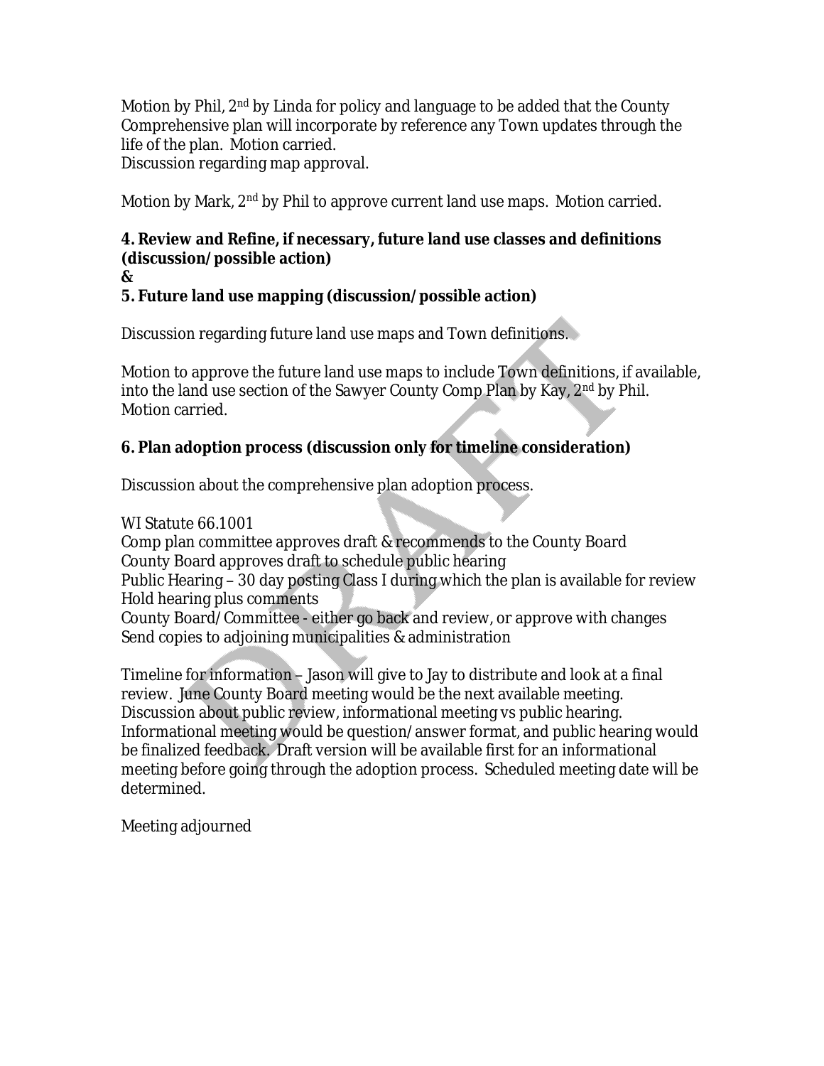Motion by Phil, 2nd by Linda for policy and language to be added that the County Comprehensive plan will incorporate by reference any Town updates through the life of the plan. Motion carried.
Discussion regarding map approval.

Motion by Mark, 2nd by Phil to approve current land use maps. Motion carried.

**4. Review and Refine, if necessary, future land use classes and definitions (discussion/possible action)**
**&**
**5. Future land use mapping (discussion/possible action)**

Discussion regarding future land use maps and Town definitions.

Motion to approve the future land use maps to include Town definitions, if available, into the land use section of the Sawyer County Comp Plan by Kay, 2nd by Phil. Motion carried.

**6. Plan adoption process (discussion only for timeline consideration)**

Discussion about the comprehensive plan adoption process.

WI Statute 66.1001
Comp plan committee approves draft & recommends to the County Board
County Board approves draft to schedule public hearing
Public Hearing – 30 day posting Class I during which the plan is available for review
Hold hearing plus comments
County Board/Committee - either go back and review, or approve with changes
Send copies to adjoining municipalities & administration

Timeline for information – Jason will give to Jay to distribute and look at a final review. June County Board meeting would be the next available meeting. Discussion about public review, informational meeting vs public hearing. Informational meeting would be question/answer format, and public hearing would be finalized feedback. Draft version will be available first for an informational meeting before going through the adoption process. Scheduled meeting date will be determined.

Meeting adjourned